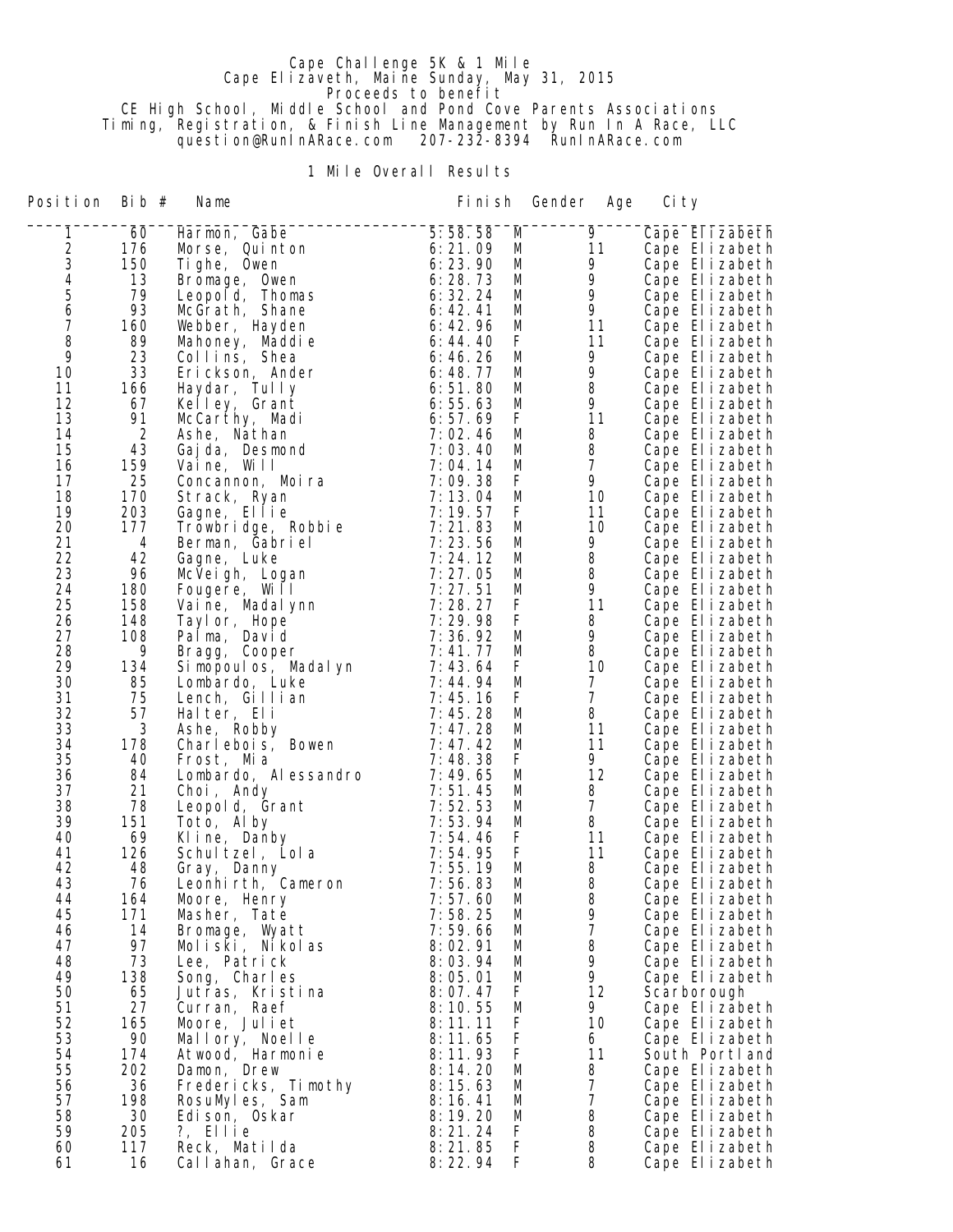Cape Challenge 5K & 1 Mile
Cape Elizaveth, Maine Sunday, May 31, 2015
Proceeds to benefit
CE High School, Middle School and Pond Cove Parents Associations
Timing, Registration, & Finish Line Management by Run In A Race, LLC
question@RunInARace.com 207-232-8394 RunInARace.com

## 1 Mile Overall Results

| Position | Bib # | Name | Finish | Gender | Age | City |
|---|---|---|---|---|---|---|
| 1 | 60 | Harmon, Gabe | 5:58.58 | M | 9 | Cape Elizabeth |
| 2 | 176 | Morse, Quinton | 6:21.09 | M | 11 | Cape Elizabeth |
| 3 | 150 | Tighe, Owen | 6:23.90 | M | 9 | Cape Elizabeth |
| 4 | 13 | Bromage, Owen | 6:28.73 | M | 9 | Cape Elizabeth |
| 5 | 79 | Leopold, Thomas | 6:32.24 | M | 9 | Cape Elizabeth |
| 6 | 93 | McGrath, Shane | 6:42.41 | M | 9 | Cape Elizabeth |
| 7 | 160 | Webber, Hayden | 6:42.96 | M | 11 | Cape Elizabeth |
| 8 | 89 | Mahoney, Maddie | 6:44.40 | F | 11 | Cape Elizabeth |
| 9 | 23 | Collins, Shea | 6:46.26 | M | 9 | Cape Elizabeth |
| 10 | 33 | Erickson, Ander | 6:48.77 | M | 9 | Cape Elizabeth |
| 11 | 166 | Haydar, Tully | 6:51.80 | M | 8 | Cape Elizabeth |
| 12 | 67 | Kelley, Grant | 6:55.63 | M | 9 | Cape Elizabeth |
| 13 | 91 | McCarthy, Madi | 6:57.69 | F | 11 | Cape Elizabeth |
| 14 | 2 | Ashe, Nathan | 7:02.46 | M | 8 | Cape Elizabeth |
| 15 | 43 | Gajda, Desmond | 7:03.40 | M | 8 | Cape Elizabeth |
| 16 | 159 | Vaine, Will | 7:04.14 | M | 7 | Cape Elizabeth |
| 17 | 25 | Concannon, Moira | 7:09.38 | F | 9 | Cape Elizabeth |
| 18 | 170 | Strack, Ryan | 7:13.04 | M | 10 | Cape Elizabeth |
| 19 | 203 | Gagne, Ellie | 7:19.57 | F | 11 | Cape Elizabeth |
| 20 | 177 | Trowbridge, Robbie | 7:21.83 | M | 10 | Cape Elizabeth |
| 21 | 4 | Berman, Gabriel | 7:23.56 | M | 9 | Cape Elizabeth |
| 22 | 42 | Gagne, Luke | 7:24.12 | M | 8 | Cape Elizabeth |
| 23 | 96 | McVeigh, Logan | 7:27.05 | M | 8 | Cape Elizabeth |
| 24 | 180 | Fougere, Will | 7:27.51 | M | 9 | Cape Elizabeth |
| 25 | 158 | Vaine, Madalynn | 7:28.27 | F | 11 | Cape Elizabeth |
| 26 | 148 | Taylor, Hope | 7:29.98 | F | 8 | Cape Elizabeth |
| 27 | 108 | Palma, David | 7:36.92 | M | 9 | Cape Elizabeth |
| 28 | 9 | Bragg, Cooper | 7:41.77 | M | 8 | Cape Elizabeth |
| 29 | 134 | Simopoulos, Madalyn | 7:43.64 | F | 10 | Cape Elizabeth |
| 30 | 85 | Lombardo, Luke | 7:44.94 | M | 7 | Cape Elizabeth |
| 31 | 75 | Lench, Gillian | 7:45.16 | F | 7 | Cape Elizabeth |
| 32 | 57 | Halter, Eli | 7:45.28 | M | 8 | Cape Elizabeth |
| 33 | 3 | Ashe, Robby | 7:47.28 | M | 11 | Cape Elizabeth |
| 34 | 178 | Charlebois, Bowen | 7:47.42 | M | 11 | Cape Elizabeth |
| 35 | 40 | Frost, Mia | 7:48.38 | F | 9 | Cape Elizabeth |
| 36 | 84 | Lombardo, Alessandro | 7:49.65 | M | 12 | Cape Elizabeth |
| 37 | 21 | Choi, Andy | 7:51.45 | M | 8 | Cape Elizabeth |
| 38 | 78 | Leopold, Grant | 7:52.53 | M | 7 | Cape Elizabeth |
| 39 | 151 | Toto, Alby | 7:53.94 | M | 8 | Cape Elizabeth |
| 40 | 69 | Kline, Danby | 7:54.46 | F | 11 | Cape Elizabeth |
| 41 | 126 | Schultzel, Lola | 7:54.95 | F | 11 | Cape Elizabeth |
| 42 | 48 | Gray, Danny | 7:55.19 | M | 8 | Cape Elizabeth |
| 43 | 76 | Leonhirth, Cameron | 7:56.83 | M | 8 | Cape Elizabeth |
| 44 | 164 | Moore, Henry | 7:57.60 | M | 8 | Cape Elizabeth |
| 45 | 171 | Masher, Tate | 7:58.25 | M | 9 | Cape Elizabeth |
| 46 | 14 | Bromage, Wyatt | 7:59.66 | M | 7 | Cape Elizabeth |
| 47 | 97 | Moliski, Nikolas | 8:02.91 | M | 8 | Cape Elizabeth |
| 48 | 73 | Lee, Patrick | 8:03.94 | M | 9 | Cape Elizabeth |
| 49 | 138 | Song, Charles | 8:05.01 | M | 9 | Cape Elizabeth |
| 50 | 65 | Jutras, Kristina | 8:07.47 | F | 12 | Scarborough |
| 51 | 27 | Curran, Raef | 8:10.55 | M | 9 | Cape Elizabeth |
| 52 | 165 | Moore, Juliet | 8:11.11 | F | 10 | Cape Elizabeth |
| 53 | 90 | Mallory, Noelle | 8:11.65 | F | 6 | Cape Elizabeth |
| 54 | 174 | Atwood, Harmonie | 8:11.93 | F | 11 | South Portland |
| 55 | 202 | Damon, Drew | 8:14.20 | M | 8 | Cape Elizabeth |
| 56 | 36 | Fredericks, Timothy | 8:15.63 | M | 7 | Cape Elizabeth |
| 57 | 198 | RosuMyles, Sam | 8:16.41 | M | 7 | Cape Elizabeth |
| 58 | 30 | Edison, Oskar | 8:19.20 | M | 8 | Cape Elizabeth |
| 59 | 205 | ?, Ellie | 8:21.24 | F | 8 | Cape Elizabeth |
| 60 | 117 | Reck, Matilda | 8:21.85 | F | 8 | Cape Elizabeth |
| 61 | 16 | Callahan, Grace | 8:22.94 | F | 8 | Cape Elizabeth |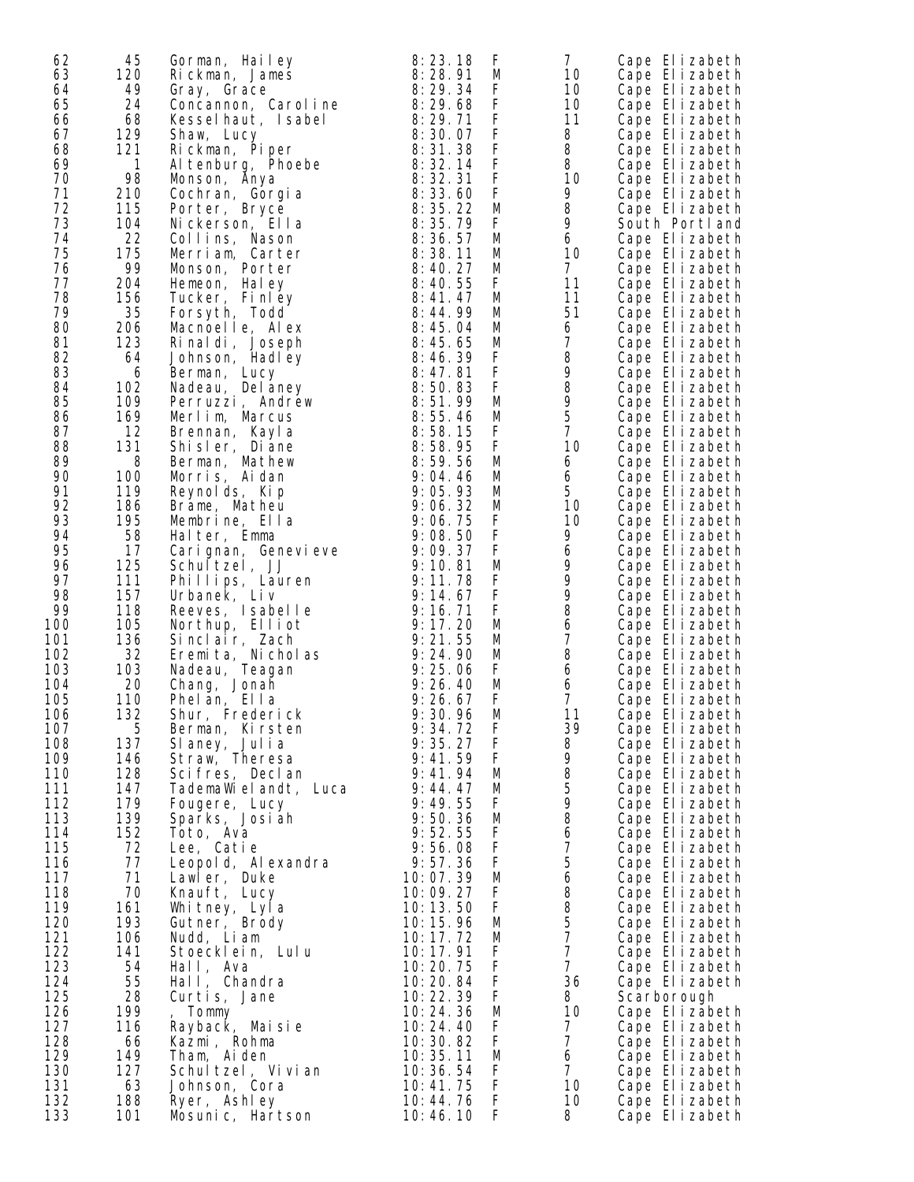| | | | | | | |
|---|---|---|---|---|---|---|
| 62 | 45 | Gorman, Hailey | 8:23.18 | F | 7 | Cape Elizabeth |
| 63 | 120 | Rickman, James | 8:28.91 | M | 10 | Cape Elizabeth |
| 64 | 49 | Gray, Grace | 8:29.34 | F | 10 | Cape Elizabeth |
| 65 | 24 | Concannon, Caroline | 8:29.68 | F | 10 | Cape Elizabeth |
| 66 | 68 | Kesselhaut, Isabel | 8:29.71 | F | 11 | Cape Elizabeth |
| 67 | 129 | Shaw, Lucy | 8:30.07 | F | 8 | Cape Elizabeth |
| 68 | 121 | Rickman, Piper | 8:31.38 | F | 8 | Cape Elizabeth |
| 69 | 1 | Altenburg, Phoebe | 8:32.14 | F | 8 | Cape Elizabeth |
| 70 | 98 | Monson, Anya | 8:32.31 | F | 10 | Cape Elizabeth |
| 71 | 210 | Cochran, Gorgia | 8:33.60 | F | 9 | Cape Elizabeth |
| 72 | 115 | Porter, Bryce | 8:35.22 | M | 8 | Cape Elizabeth |
| 73 | 104 | Nickerson, Ella | 8:35.79 | F | 9 | South Portland |
| 74 | 22 | Collins, Nason | 8:36.57 | M | 6 | Cape Elizabeth |
| 75 | 175 | Merriam, Carter | 8:38.11 | M | 10 | Cape Elizabeth |
| 76 | 99 | Monson, Porter | 8:40.27 | M | 7 | Cape Elizabeth |
| 77 | 204 | Hemeon, Haley | 8:40.55 | F | 11 | Cape Elizabeth |
| 78 | 156 | Tucker, Finley | 8:41.47 | M | 11 | Cape Elizabeth |
| 79 | 35 | Forsyth, Todd | 8:44.99 | M | 51 | Cape Elizabeth |
| 80 | 206 | Macnoelle, Alex | 8:45.04 | M | 6 | Cape Elizabeth |
| 81 | 123 | Rinaldi, Joseph | 8:45.65 | M | 7 | Cape Elizabeth |
| 82 | 64 | Johnson, Hadley | 8:46.39 | F | 8 | Cape Elizabeth |
| 83 | 6 | Berman, Lucy | 8:47.81 | F | 9 | Cape Elizabeth |
| 84 | 102 | Nadeau, Delaney | 8:50.83 | F | 8 | Cape Elizabeth |
| 85 | 109 | Perruzzi, Andrew | 8:51.99 | M | 9 | Cape Elizabeth |
| 86 | 169 | Merlim, Marcus | 8:55.46 | M | 5 | Cape Elizabeth |
| 87 | 12 | Brennan, Kayla | 8:58.15 | F | 7 | Cape Elizabeth |
| 88 | 131 | Shisler, Diane | 8:58.95 | F | 10 | Cape Elizabeth |
| 89 | 8 | Berman, Mathew | 8:59.56 | M | 6 | Cape Elizabeth |
| 90 | 100 | Morris, Aidan | 9:04.46 | M | 6 | Cape Elizabeth |
| 91 | 119 | Reynolds, Kip | 9:05.93 | M | 5 | Cape Elizabeth |
| 92 | 186 | Brame, Matheu | 9:06.32 | M | 10 | Cape Elizabeth |
| 93 | 195 | Membrine, Ella | 9:06.75 | F | 10 | Cape Elizabeth |
| 94 | 58 | Halter, Emma | 9:08.50 | F | 9 | Cape Elizabeth |
| 95 | 17 | Carignan, Genevieve | 9:09.37 | F | 6 | Cape Elizabeth |
| 96 | 125 | Schultzel, JJ | 9:10.81 | M | 9 | Cape Elizabeth |
| 97 | 111 | Phillips, Lauren | 9:11.78 | F | 9 | Cape Elizabeth |
| 98 | 157 | Urbanek, Liv | 9:14.67 | F | 9 | Cape Elizabeth |
| 99 | 118 | Reeves, Isabelle | 9:16.71 | F | 8 | Cape Elizabeth |
| 100 | 105 | Northup, Elliot | 9:17.20 | M | 6 | Cape Elizabeth |
| 101 | 136 | Sinclair, Zach | 9:21.55 | M | 7 | Cape Elizabeth |
| 102 | 32 | Eremita, Nicholas | 9:24.90 | M | 8 | Cape Elizabeth |
| 103 | 103 | Nadeau, Teagan | 9:25.06 | F | 6 | Cape Elizabeth |
| 104 | 20 | Chang, Jonah | 9:26.40 | M | 6 | Cape Elizabeth |
| 105 | 110 | Phelan, Ella | 9:26.67 | F | 7 | Cape Elizabeth |
| 106 | 132 | Shur, Frederick | 9:30.96 | M | 11 | Cape Elizabeth |
| 107 | 5 | Berman, Kirsten | 9:34.72 | F | 39 | Cape Elizabeth |
| 108 | 137 | Slaney, Julia | 9:35.27 | F | 8 | Cape Elizabeth |
| 109 | 146 | Straw, Theresa | 9:41.59 | F | 9 | Cape Elizabeth |
| 110 | 128 | Scifres, Declan | 9:41.94 | M | 8 | Cape Elizabeth |
| 111 | 147 | TademaWielandt, Luca | 9:44.47 | M | 5 | Cape Elizabeth |
| 112 | 179 | Fougere, Lucy | 9:49.55 | F | 9 | Cape Elizabeth |
| 113 | 139 | Sparks, Josiah | 9:50.36 | M | 8 | Cape Elizabeth |
| 114 | 152 | Toto, Ava | 9:52.55 | F | 6 | Cape Elizabeth |
| 115 | 72 | Lee, Catie | 9:56.08 | F | 7 | Cape Elizabeth |
| 116 | 77 | Leopold, Alexandra | 9:57.36 | F | 5 | Cape Elizabeth |
| 117 | 71 | Lawler, Duke | 10:07.39 | M | 6 | Cape Elizabeth |
| 118 | 70 | Knauft, Lucy | 10:09.27 | F | 8 | Cape Elizabeth |
| 119 | 161 | Whitney, Lyla | 10:13.50 | F | 8 | Cape Elizabeth |
| 120 | 193 | Gutner, Brody | 10:15.96 | M | 5 | Cape Elizabeth |
| 121 | 106 | Nudd, Liam | 10:17.72 | M | 7 | Cape Elizabeth |
| 122 | 141 | Stoecklein, Lulu | 10:17.91 | F | 7 | Cape Elizabeth |
| 123 | 54 | Hall, Ava | 10:20.75 | F | 7 | Cape Elizabeth |
| 124 | 55 | Hall, Chandra | 10:20.84 | F | 36 | Cape Elizabeth |
| 125 | 28 | Curtis, Jane | 10:22.39 | F | 8 | Scarborough |
| 126 | 199 | , Tommy | 10:24.36 | M | 10 | Cape Elizabeth |
| 127 | 116 | Rayback, Maisie | 10:24.40 | F | 7 | Cape Elizabeth |
| 128 | 66 | Kazmi, Rohma | 10:30.82 | F | 7 | Cape Elizabeth |
| 129 | 149 | Tham, Aiden | 10:35.11 | M | 6 | Cape Elizabeth |
| 130 | 127 | Schultzel, Vivian | 10:36.54 | F | 7 | Cape Elizabeth |
| 131 | 63 | Johnson, Cora | 10:41.75 | F | 10 | Cape Elizabeth |
| 132 | 188 | Ryer, Ashley | 10:44.76 | F | 10 | Cape Elizabeth |
| 133 | 101 | Mosunic, Hartson | 10:46.10 | F | 8 | Cape Elizabeth |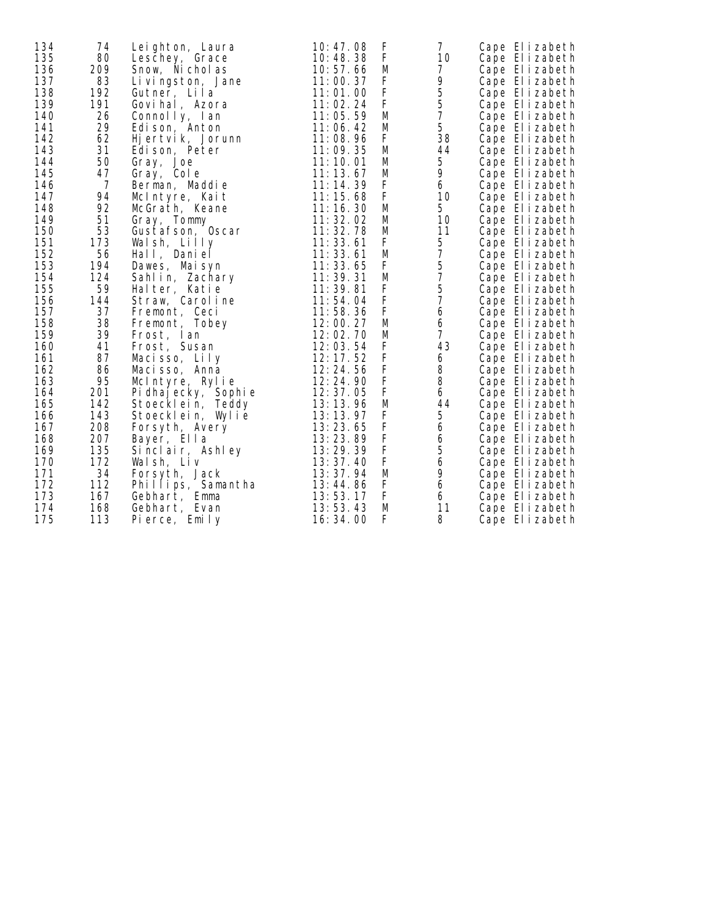| | | | | | | |
|---|---|---|---|---|---|---|
| 134 | 74 | Leighton, Laura | 10:47.08 | F | 7 | Cape Elizabeth |
| 135 | 80 | Leschey, Grace | 10:48.38 | F | 10 | Cape Elizabeth |
| 136 | 209 | Snow, Nicholas | 10:57.66 | M | 7 | Cape Elizabeth |
| 137 | 83 | Livingston, Jane | 11:00.37 | F | 9 | Cape Elizabeth |
| 138 | 192 | Gutner, Lila | 11:01.00 | F | 5 | Cape Elizabeth |
| 139 | 191 | Govihal, Azora | 11:02.24 | F | 5 | Cape Elizabeth |
| 140 | 26 | Connolly, Ian | 11:05.59 | M | 7 | Cape Elizabeth |
| 141 | 29 | Edison, Anton | 11:06.42 | M | 5 | Cape Elizabeth |
| 142 | 62 | Hjertvik, Jorunn | 11:08.96 | F | 38 | Cape Elizabeth |
| 143 | 31 | Edison, Peter | 11:09.35 | M | 44 | Cape Elizabeth |
| 144 | 50 | Gray, Joe | 11:10.01 | M | 5 | Cape Elizabeth |
| 145 | 47 | Gray, Cole | 11:13.67 | M | 9 | Cape Elizabeth |
| 146 | 7 | Berman, Maddie | 11:14.39 | F | 6 | Cape Elizabeth |
| 147 | 94 | McIntyre, Kait | 11:15.68 | F | 10 | Cape Elizabeth |
| 148 | 92 | McGrath, Keane | 11:16.30 | M | 5 | Cape Elizabeth |
| 149 | 51 | Gray, Tommy | 11:32.02 | M | 10 | Cape Elizabeth |
| 150 | 53 | Gustafson, Oscar | 11:32.78 | M | 11 | Cape Elizabeth |
| 151 | 173 | Walsh, Lilly | 11:33.61 | F | 5 | Cape Elizabeth |
| 152 | 56 | Hall, Daniel | 11:33.61 | M | 7 | Cape Elizabeth |
| 153 | 194 | Dawes, Maisyn | 11:33.65 | F | 5 | Cape Elizabeth |
| 154 | 124 | Sahlin, Zachary | 11:39.31 | M | 7 | Cape Elizabeth |
| 155 | 59 | Halter, Katie | 11:39.81 | F | 5 | Cape Elizabeth |
| 156 | 144 | Straw, Caroline | 11:54.04 | F | 7 | Cape Elizabeth |
| 157 | 37 | Fremont, Ceci | 11:58.36 | F | 6 | Cape Elizabeth |
| 158 | 38 | Fremont, Tobey | 12:00.27 | M | 6 | Cape Elizabeth |
| 159 | 39 | Frost, Ian | 12:02.70 | M | 7 | Cape Elizabeth |
| 160 | 41 | Frost, Susan | 12:03.54 | F | 43 | Cape Elizabeth |
| 161 | 87 | Macisso, Lily | 12:17.52 | F | 6 | Cape Elizabeth |
| 162 | 86 | Macisso, Anna | 12:24.56 | F | 8 | Cape Elizabeth |
| 163 | 95 | McIntyre, Rylie | 12:24.90 | F | 8 | Cape Elizabeth |
| 164 | 201 | Pidhajecky, Sophie | 12:37.05 | F | 6 | Cape Elizabeth |
| 165 | 142 | Stoecklein, Teddy | 13:13.96 | M | 44 | Cape Elizabeth |
| 166 | 143 | Stoecklein, Wylie | 13:13.97 | F | 5 | Cape Elizabeth |
| 167 | 208 | Forsyth, Avery | 13:23.65 | F | 6 | Cape Elizabeth |
| 168 | 207 | Bayer, Ella | 13:23.89 | F | 6 | Cape Elizabeth |
| 169 | 135 | Sinclair, Ashley | 13:29.39 | F | 5 | Cape Elizabeth |
| 170 | 172 | Walsh, Liv | 13:37.40 | F | 6 | Cape Elizabeth |
| 171 | 34 | Forsyth, Jack | 13:37.94 | M | 9 | Cape Elizabeth |
| 172 | 112 | Phillips, Samantha | 13:44.86 | F | 6 | Cape Elizabeth |
| 173 | 167 | Gebhart, Emma | 13:53.17 | F | 6 | Cape Elizabeth |
| 174 | 168 | Gebhart, Evan | 13:53.43 | M | 11 | Cape Elizabeth |
| 175 | 113 | Pierce, Emily | 16:34.00 | F | 8 | Cape Elizabeth |